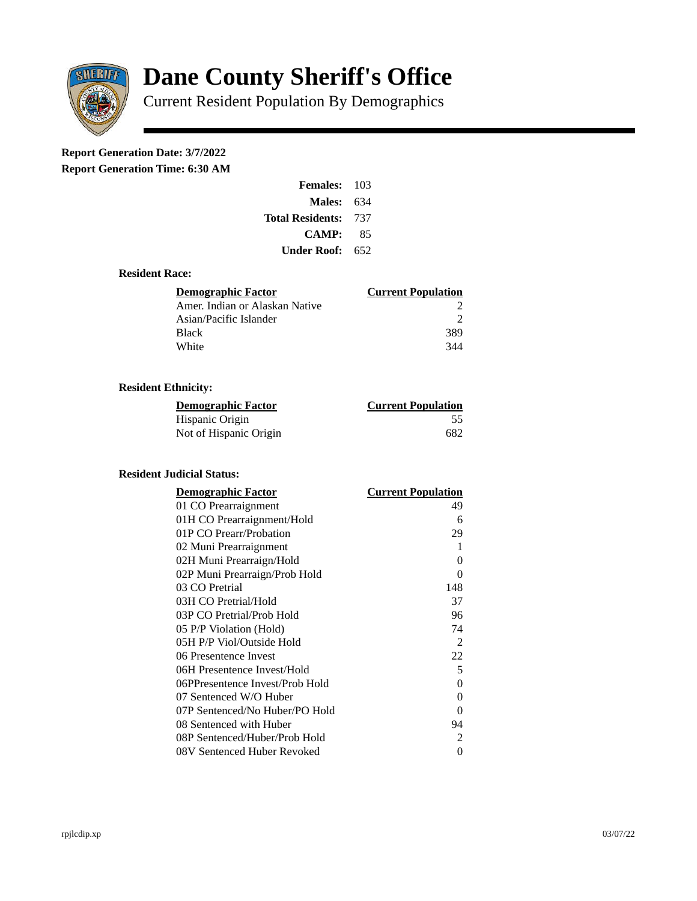# Dane County Sheriff's Office

Current Resident Population By Demographics

**Report Generation Date: 3/7/2022**

**Report Generation Time: 6:30 AM**

| | |
|---|---|
| **Females:** | 103 |
| **Males:** | 634 |
| **Total Residents:** | 737 |
| **CAMP:** | 85 |
| **Under Roof:** | 652 |

### Resident Race:

| Demographic Factor | Current Population |
|---|---|
| Amer. Indian or Alaskan Native | 2 |
| Asian/Pacific Islander | 2 |
| Black | 389 |
| White | 344 |

### Resident Ethnicity:

| Demographic Factor | Current Population |
|---|---|
| Hispanic Origin | 55 |
| Not of Hispanic Origin | 682 |

### Resident Judicial Status:

| Demographic Factor | Current Population |
|---|---|
| 01 CO Prearraignment | 49 |
| 01H CO Prearraignment/Hold | 6 |
| 01P CO Prearr/Probation | 29 |
| 02 Muni Prearraignment | 1 |
| 02H Muni Prearraign/Hold | 0 |
| 02P Muni Prearraign/Prob Hold | 0 |
| 03 CO Pretrial | 148 |
| 03H CO Pretrial/Hold | 37 |
| 03P CO Pretrial/Prob Hold | 96 |
| 05 P/P Violation (Hold) | 74 |
| 05H P/P Viol/Outside Hold | 2 |
| 06 Presentence Invest | 22 |
| 06H Presentence Invest/Hold | 5 |
| 06PPresentence Invest/Prob Hold | 0 |
| 07 Sentenced W/O Huber | 0 |
| 07P Sentenced/No Huber/PO Hold | 0 |
| 08 Sentenced with Huber | 94 |
| 08P Sentenced/Huber/Prob Hold | 2 |
| 08V Sentenced Huber Revoked | 0 |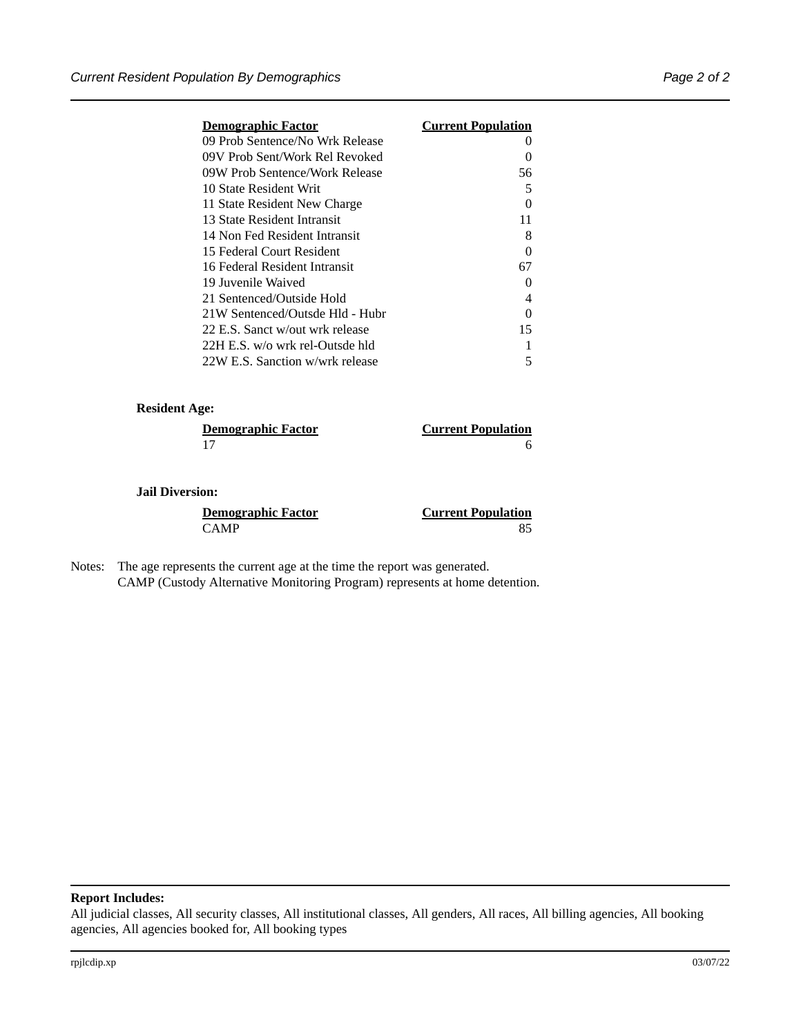| Demographic Factor | Current Population |
| --- | --- |
| 09 Prob Sentence/No Wrk Release | 0 |
| 09V Prob Sent/Work Rel Revoked | 0 |
| 09W Prob Sentence/Work Release | 56 |
| 10 State Resident Writ | 5 |
| 11 State Resident New Charge | 0 |
| 13 State Resident Intransit | 11 |
| 14 Non Fed Resident Intransit | 8 |
| 15 Federal Court Resident | 0 |
| 16 Federal Resident Intransit | 67 |
| 19 Juvenile Waived | 0 |
| 21 Sentenced/Outside Hold | 4 |
| 21W Sentenced/Outsde Hld - Hubr | 0 |
| 22 E.S. Sanct w/out wrk release | 15 |
| 22H E.S. w/o wrk rel-Outsde hld | 1 |
| 22W E.S. Sanction w/wrk release | 5 |

**Resident Age:**

| Demographic Factor | Current Population |
| --- | --- |
| 17 | 6 |

**Jail Diversion:**

| Demographic Factor | Current Population |
| --- | --- |
| CAMP | 85 |

Notes: The age represents the current age at the time the report was generated.
CAMP (Custody Alternative Monitoring Program) represents at home detention.

**Report Includes:**

All judicial classes, All security classes, All institutional classes, All genders, All races, All billing agencies, All booking agencies, All agencies booked for, All booking types

rpjlcdip.xp 03/07/22